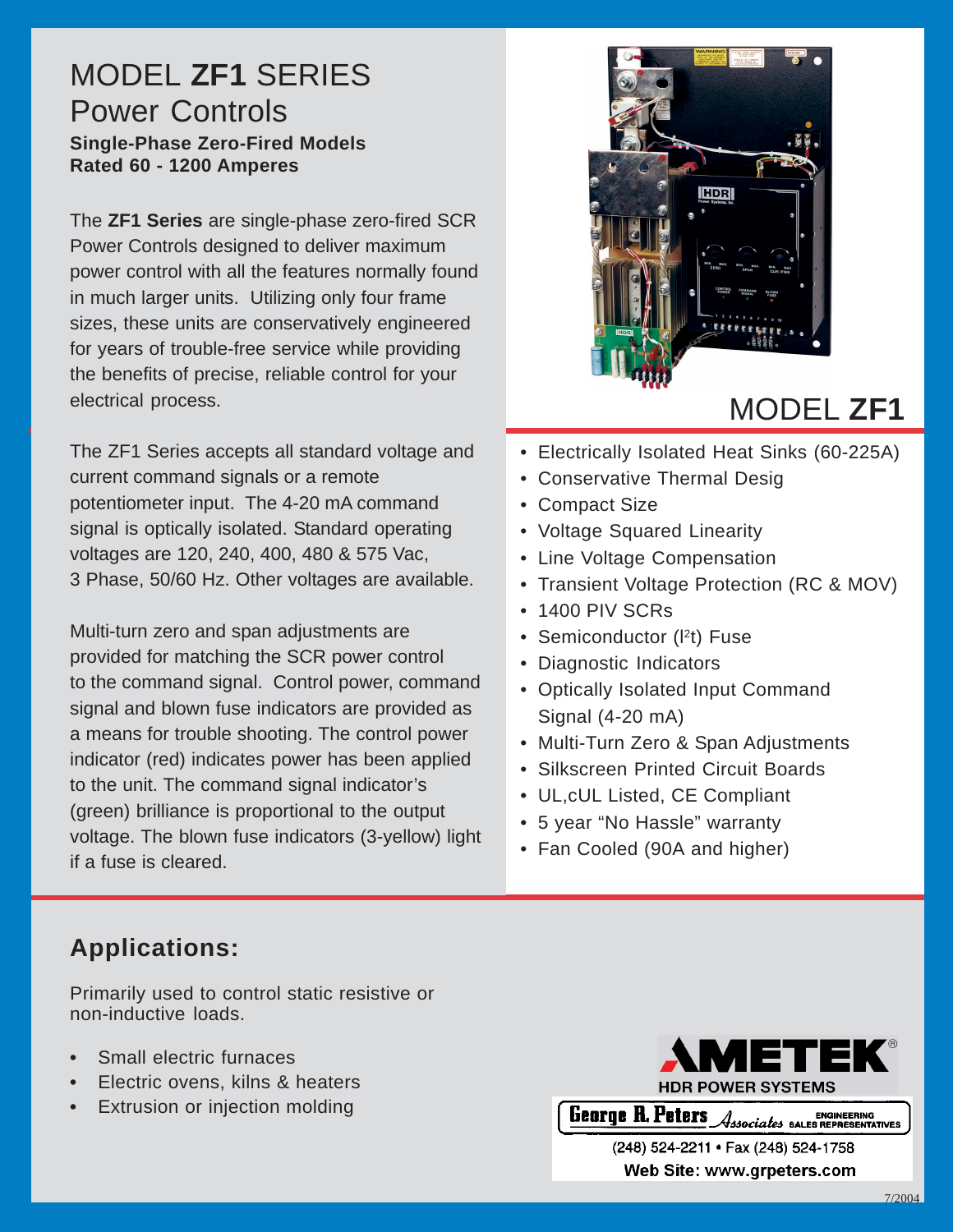# MODEL **ZF1** SERIES
# Power Controls

**Single-Phase Zero-Fired Models**
**Rated 60 - 1200 Amperes**

The **ZF1 Series** are single-phase zero-fired SCR Power Controls designed to deliver maximum power control with all the features normally found in much larger units. Utilizing only four frame sizes, these units are conservatively engineered for years of trouble-free service while providing the benefits of precise, reliable control for your electrical process.

The ZF1 Series accepts all standard voltage and current command signals or a remote potentiometer input. The 4-20 mA command signal is optically isolated. Standard operating voltages are 120, 240, 400, 480 & 575 Vac, 3 Phase, 50/60 Hz. Other voltages are available.

Multi-turn zero and span adjustments are provided for matching the SCR power control to the command signal. Control power, command signal and blown fuse indicators are provided as a means for trouble shooting. The control power indicator (red) indicates power has been applied to the unit. The command signal indicator's (green) brilliance is proportional to the output voltage. The blown fuse indicators (3-yellow) light if a fuse is cleared.

## MODEL **ZF1**

- Electrically Isolated Heat Sinks (60-225A)
- Conservative Thermal Desig
- Compact Size
- Voltage Squared Linearity
- Line Voltage Compensation
- Transient Voltage Protection (RC & MOV)
- 1400 PIV SCRs
- Semiconductor ($I^2t$) Fuse
- Diagnostic Indicators
- Optically Isolated Input Command Signal (4-20 mA)
- Multi-Turn Zero & Span Adjustments
- Silkscreen Printed Circuit Boards
- UL,cUL Listed, CE Compliant
- 5 year "No Hassle" warranty
- Fan Cooled (90A and higher)

## Applications:

Primarily used to control static resistive or non-inductive loads.

- Small electric furnaces
- Electric ovens, kilns & heaters
- Extrusion or injection molding

AMETEK®
HDR POWER SYSTEMS

George R. Peters Associates ENGINEERING SALES REPRESENTATIVES
(248) 524-2211 • Fax (248) 524-1758
**Web Site: www.grpeters.com**

7/2004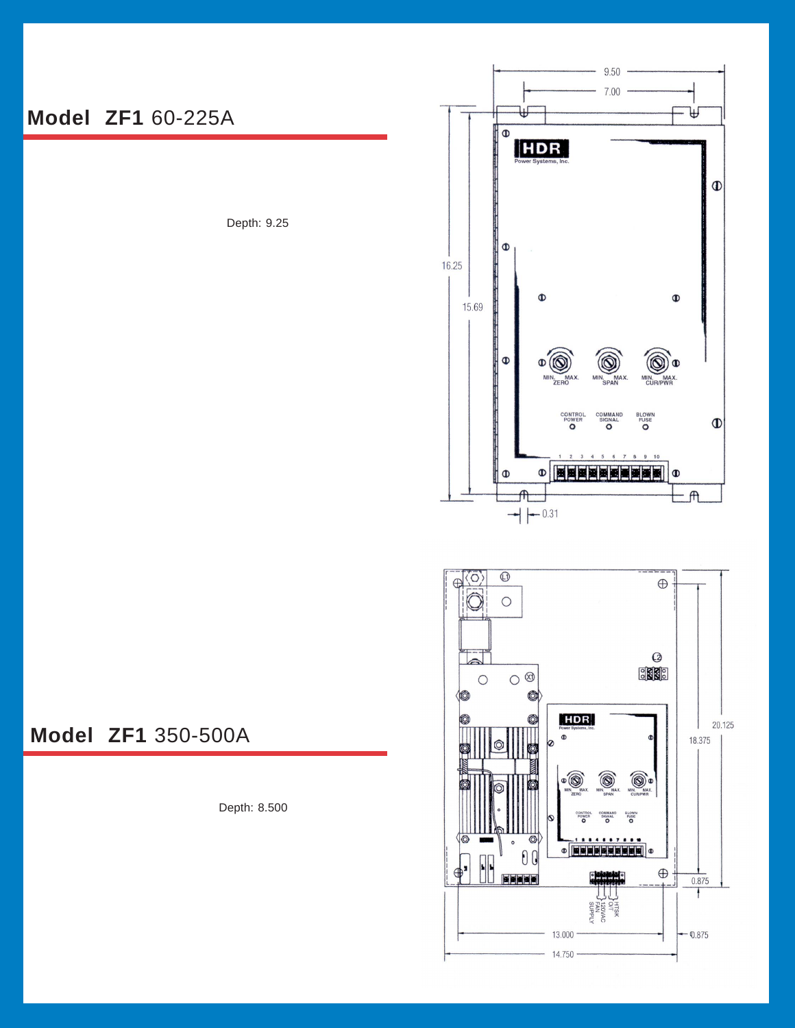## Model ZF1 60-225A

Depth: 9.25

## Model ZF1 350-500A

Depth: 8.500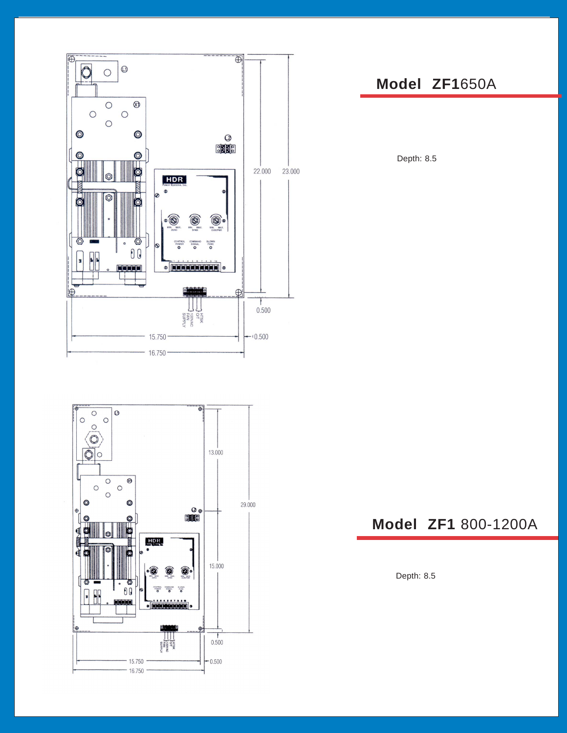## Model ZF1650A

Depth: 8.5

## Model ZF1 800-1200A

Depth: 8.5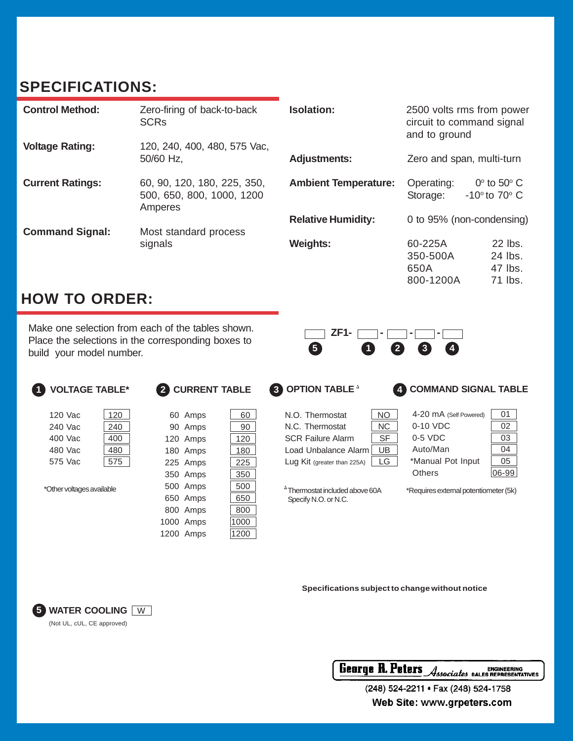## SPECIFICATIONS:

| | |
|---|---|
| **Control Method:** | Zero-firing of back-to-back SCRs |
| **Voltage Rating:** | 120, 240, 400, 480, 575 Vac, 50/60 Hz, |
| **Current Ratings:** | 60, 90, 120, 180, 225, 350, 500, 650, 800, 1000, 1200 Amperes |
| **Command Signal:** | Most standard process signals |
| **Isolation:** | 2500 volts rms from power circuit to command signal and to ground |
| **Adjustments:** | Zero and span, multi-turn |
| **Ambient Temperature:** | Operating: 0° to 50° C<br>Storage: -10° to 70° C |
| **Relative Humidity:** | 0 to 95% (non-condensing) |
| **Weights:** | 60-225A 22 lbs.<br>350-500A 24 lbs.<br>650A 47 lbs.<br>800-1200A 71 lbs. |

## HOW TO ORDER:

Make one selection from each of the tables shown. Place the selections in the corresponding boxes to build your model number.

[ ] ZF1- [ ] - [ ] - [ ] - [ ]
5 1 2 3 4

### 1 VOLTAGE TABLE*

| | |
|---|---|
| 120 Vac | 120 |
| 240 Vac | 240 |
| 400 Vac | 400 |
| 480 Vac | 480 |
| 575 Vac | 575 |

*Other voltages available

### 2 CURRENT TABLE

| | |
|---|---|
| 60 Amps | 60 |
| 90 Amps | 90 |
| 120 Amps | 120 |
| 180 Amps | 180 |
| 225 Amps | 225 |
| 350 Amps | 350 |
| 500 Amps | 500 |
| 650 Amps | 650 |
| 800 Amps | 800 |
| 1000 Amps | 1000 |
| 1200 Amps | 1200 |

### 3 OPTION TABLE Δ

| | |
|---|---|
| N.O. Thermostat | NO |
| N.C. Thermostat | NC |
| SCR Failure Alarm | SF |
| Load Unbalance Alarm | UB |
| Lug Kit (greater than 225A) | LG |

Δ Thermostat included above 60A
Specify N.O. or N.C.

### 4 COMMAND SIGNAL TABLE

| | |
|---|---|
| 4-20 mA (Self Powered) | 01 |
| 0-10 VDC | 02 |
| 0-5 VDC | 03 |
| Auto/Man | 04 |
| *Manual Pot Input | 05 |
| Others | 06-99 |

*Requires external potentiometer (5k)

**Specifications subject to change without notice**

### 5 WATER COOLING [W]

(Not UL, cUL, CE approved)

George R. Peters Associates ENGINEERING SALES REPRESENTATIVES
(248) 524-2211 • Fax (248) 524-1758
Web Site: www.grpeters.com